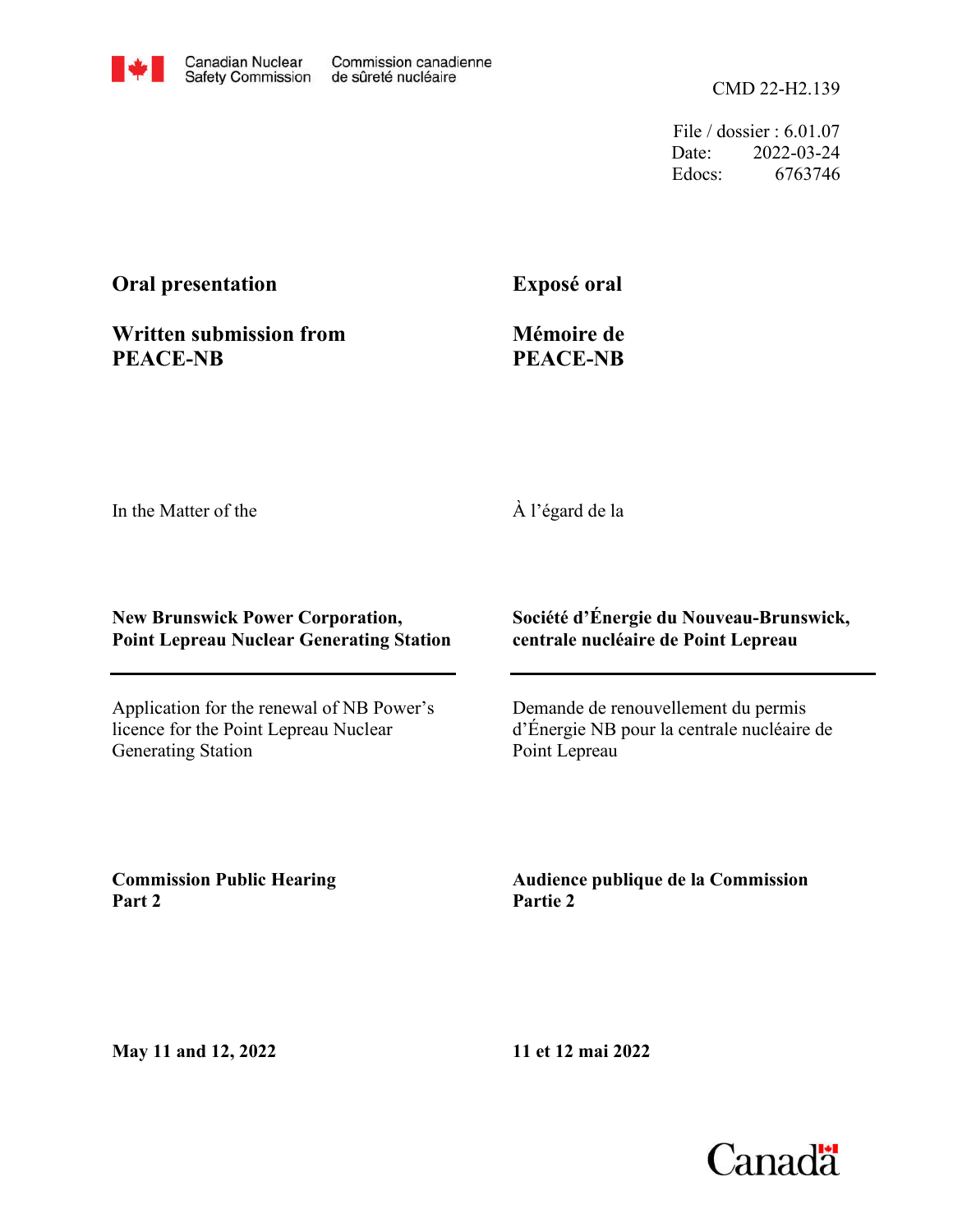Canadian Nuclear Safety Commission / Commission canadienne de sûreté nucléaire

CMD 22-H2.139

File / dossier : 6.01.07
Date: 2022-03-24
Edocs: 6763746

**Oral presentation**

**Written submission from PEACE-NB**

**Exposé oral**

**Mémoire de PEACE-NB**

In the Matter of the

À l'égard de la

**New Brunswick Power Corporation, Point Lepreau Nuclear Generating Station**

**Société d'Énergie du Nouveau-Brunswick, centrale nucléaire de Point Lepreau**

Application for the renewal of NB Power's licence for the Point Lepreau Nuclear Generating Station

Demande de renouvellement du permis d'Énergie NB pour la centrale nucléaire de Point Lepreau

**Commission Public Hearing**
**Part 2**

**Audience publique de la Commission**
**Partie 2**

**May 11 and 12, 2022**

**11 et 12 mai 2022**

Canada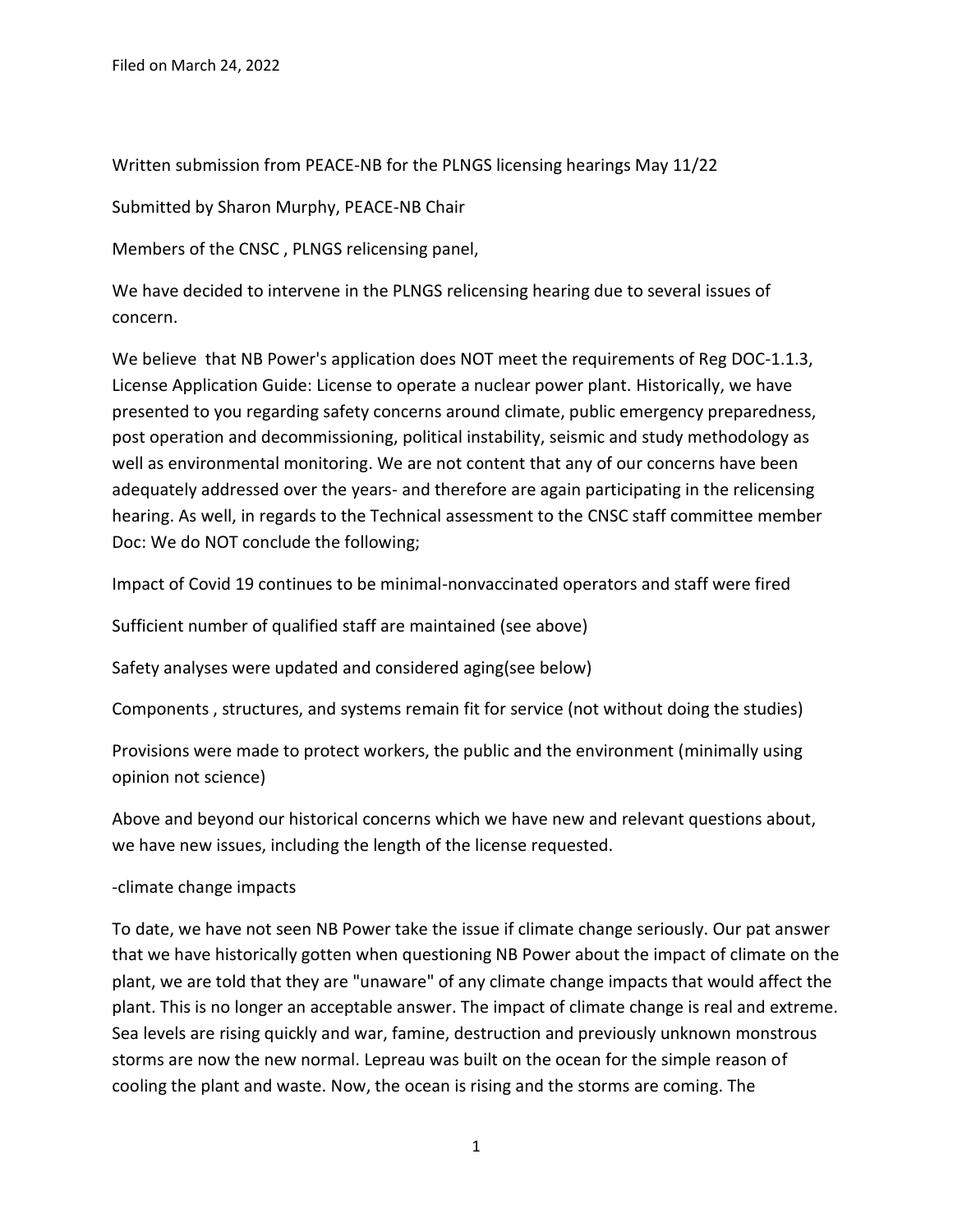Filed on March 24, 2022

Written submission from PEACE-NB for the PLNGS licensing hearings May 11/22

Submitted by Sharon Murphy, PEACE-NB Chair

Members of the CNSC , PLNGS relicensing panel,

We have decided to intervene in the PLNGS relicensing hearing due to several issues of concern.

We believe that NB Power's application does NOT meet the requirements of Reg DOC-1.1.3, License Application Guide: License to operate a nuclear power plant. Historically, we have presented to you regarding safety concerns around climate, public emergency preparedness, post operation and decommissioning, political instability, seismic and study methodology as well as environmental monitoring. We are not content that any of our concerns have been adequately addressed over the years- and therefore are again participating in the relicensing hearing. As well, in regards to the Technical assessment to the CNSC staff committee member Doc: We do NOT conclude the following;

Impact of Covid 19 continues to be minimal-nonvaccinated operators and staff were fired

Sufficient number of qualified staff are maintained (see above)

Safety analyses were updated and considered aging(see below)

Components , structures, and systems remain fit for service (not without doing the studies)

Provisions were made to protect workers, the public and the environment (minimally using opinion not science)

Above and beyond our historical concerns which we have new and relevant questions about, we have new issues, including the length of the license requested.

-climate change impacts

To date, we have not seen NB Power take the issue if climate change seriously. Our pat answer that we have historically gotten when questioning NB Power about the impact of climate on the plant, we are told that they are "unaware" of any climate change impacts that would affect the plant. This is no longer an acceptable answer. The impact of climate change is real and extreme. Sea levels are rising quickly and war, famine, destruction and previously unknown monstrous storms are now the new normal. Lepreau was built on the ocean for the simple reason of cooling the plant and waste. Now, the ocean is rising and the storms are coming. The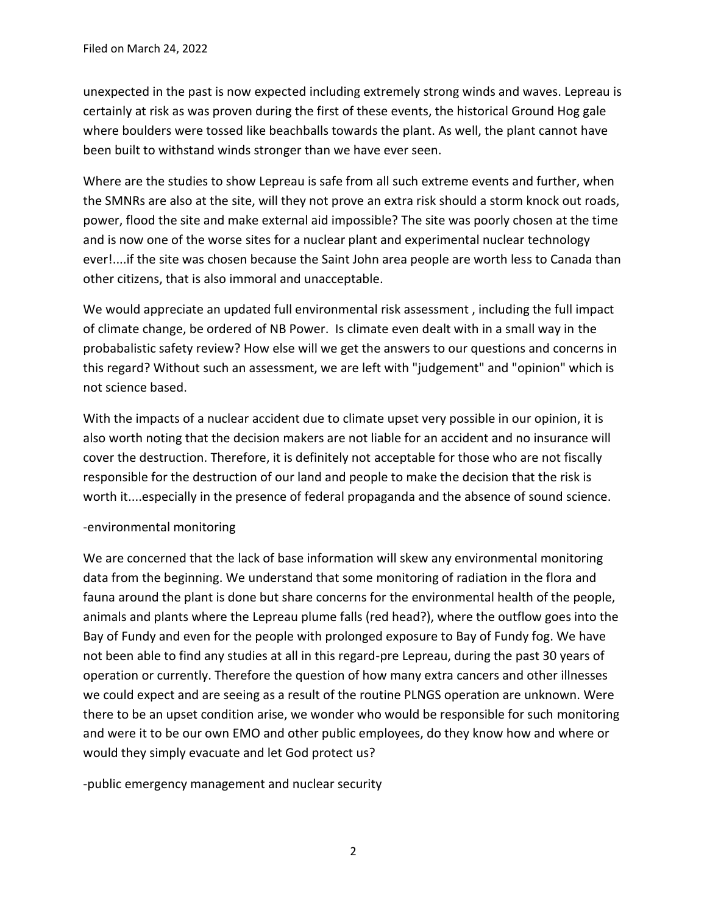unexpected in the past is now expected including extremely strong winds and waves. Lepreau is certainly at risk as was proven during the first of these events, the historical Ground Hog gale where boulders were tossed like beachballs towards the plant. As well, the plant cannot have been built to withstand winds stronger than we have ever seen.

Where are the studies to show Lepreau is safe from all such extreme events and further, when the SMNRs are also at the site, will they not prove an extra risk should a storm knock out roads, power, flood the site and make external aid impossible? The site was poorly chosen at the time and is now one of the worse sites for a nuclear plant and experimental nuclear technology ever!....if the site was chosen because the Saint John area people are worth less to Canada than other citizens, that is also immoral and unacceptable.

We would appreciate an updated full environmental risk assessment , including the full impact of climate change, be ordered of NB Power. Is climate even dealt with in a small way in the probabalistic safety review? How else will we get the answers to our questions and concerns in this regard? Without such an assessment, we are left with "judgement" and "opinion" which is not science based.

With the impacts of a nuclear accident due to climate upset very possible in our opinion, it is also worth noting that the decision makers are not liable for an accident and no insurance will cover the destruction. Therefore, it is definitely not acceptable for those who are not fiscally responsible for the destruction of our land and people to make the decision that the risk is worth it....especially in the presence of federal propaganda and the absence of sound science.

-environmental monitoring

We are concerned that the lack of base information will skew any environmental monitoring data from the beginning. We understand that some monitoring of radiation in the flora and fauna around the plant is done but share concerns for the environmental health of the people, animals and plants where the Lepreau plume falls (red head?), where the outflow goes into the Bay of Fundy and even for the people with prolonged exposure to Bay of Fundy fog. We have not been able to find any studies at all in this regard-pre Lepreau, during the past 30 years of operation or currently. Therefore the question of how many extra cancers and other illnesses we could expect and are seeing as a result of the routine PLNGS operation are unknown. Were there to be an upset condition arise, we wonder who would be responsible for such monitoring and were it to be our own EMO and other public employees, do they know how and where or would they simply evacuate and let God protect us?

-public emergency management and nuclear security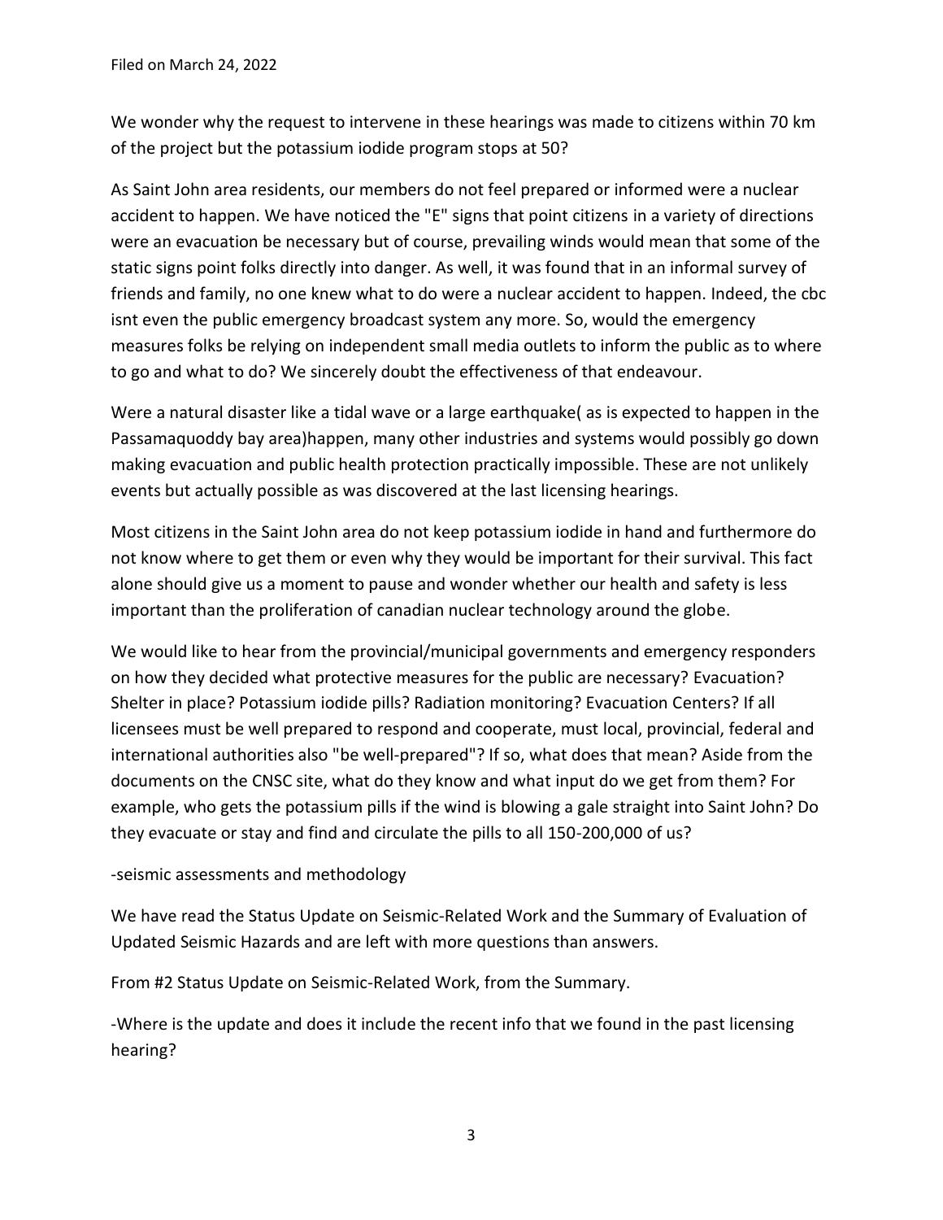Filed on March 24, 2022

We wonder why the request to intervene in these hearings was made to citizens within 70 km of the project but the potassium iodide program stops at 50?

As Saint John area residents, our members do not feel prepared or informed were a nuclear accident to happen. We have noticed the "E" signs that point citizens in a variety of directions were an evacuation be necessary but of course, prevailing winds would mean that some of the static signs point folks directly into danger. As well, it was found that in an informal survey of friends and family, no one knew what to do were a nuclear accident to happen. Indeed, the cbc isnt even the public emergency broadcast system any more. So, would the emergency measures folks be relying on independent small media outlets to inform the public as to where to go and what to do? We sincerely doubt the effectiveness of that endeavour.

Were a natural disaster like a tidal wave or a large earthquake( as is expected to happen in the Passamaquoddy bay area)happen, many other industries and systems would possibly go down making evacuation and public health protection practically impossible. These are not unlikely events but actually possible as was discovered at the last licensing hearings.

Most citizens in the Saint John area do not keep potassium iodide in hand and furthermore do not know where to get them or even why they would be important for their survival. This fact alone should give us a moment to pause and wonder whether our health and safety is less important than the proliferation of canadian nuclear technology around the globe.

We would like to hear from the provincial/municipal governments and emergency responders on how they decided what protective measures for the public are necessary? Evacuation? Shelter in place? Potassium iodide pills? Radiation monitoring? Evacuation Centers? If all licensees must be well prepared to respond and cooperate, must local, provincial, federal and international authorities also "be well-prepared"? If so, what does that mean? Aside from the documents on the CNSC site, what do they know and what input do we get from them? For example, who gets the potassium pills if the wind is blowing a gale straight into Saint John? Do they evacuate or stay and find and circulate the pills to all 150-200,000 of us?

-seismic assessments and methodology

We have read the Status Update on Seismic-Related Work and the Summary of Evaluation of Updated Seismic Hazards and are left with more questions than answers.

From #2 Status Update on Seismic-Related Work, from the Summary.

-Where is the update and does it include the recent info that we found in the past licensing hearing?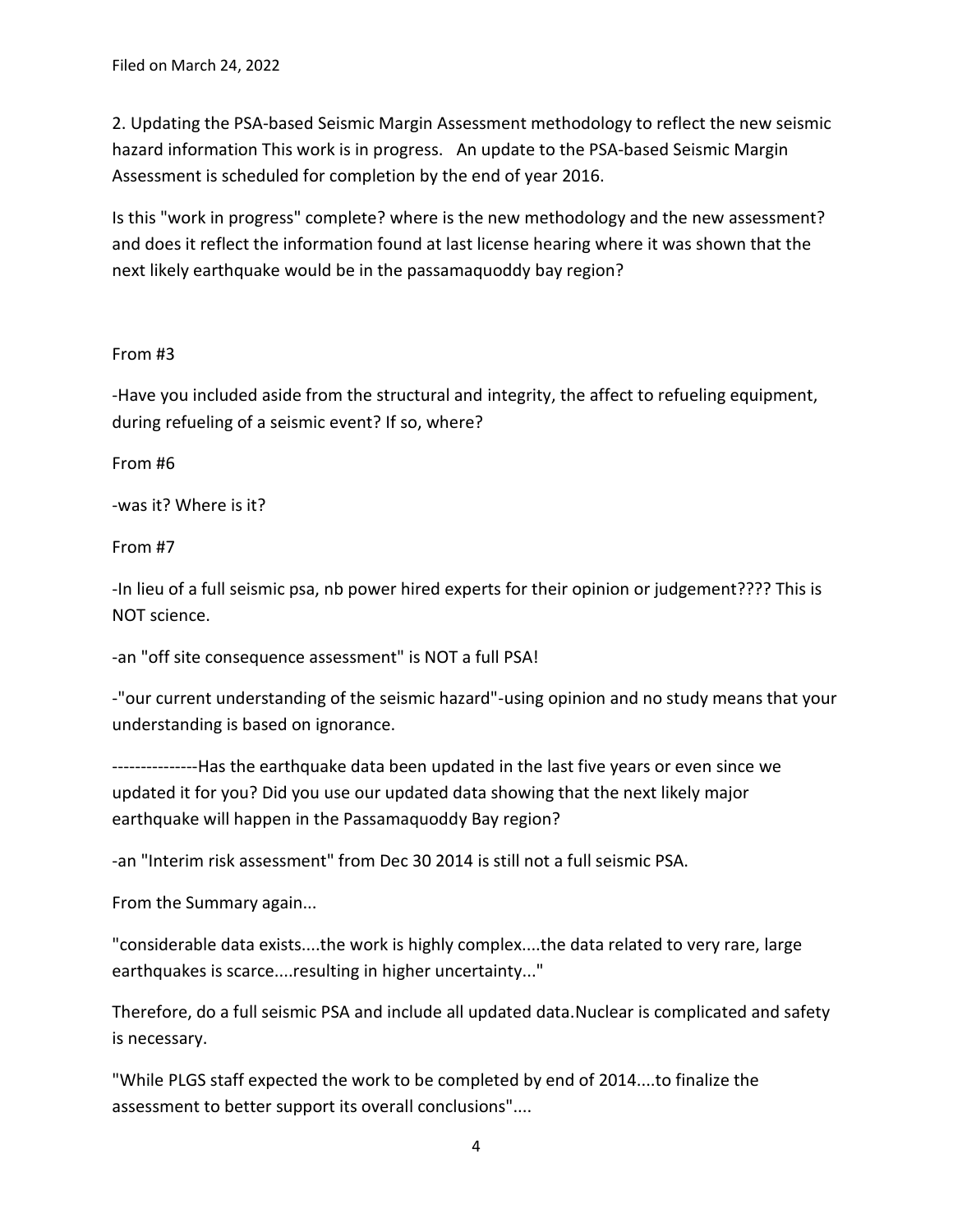Filed on March 24, 2022

2. Updating the PSA-based Seismic Margin Assessment methodology to reflect the new seismic hazard information This work is in progress. An update to the PSA-based Seismic Margin Assessment is scheduled for completion by the end of year 2016.

Is this "work in progress" complete? where is the new methodology and the new assessment? and does it reflect the information found at last license hearing where it was shown that the next likely earthquake would be in the passamaquoddy bay region?

From #3

-Have you included aside from the structural and integrity, the affect to refueling equipment, during refueling of a seismic event? If so, where?

From #6

-was it? Where is it?

From #7

-In lieu of a full seismic psa, nb power hired experts for their opinion or judgement???? This is NOT science.

-an "off site consequence assessment" is NOT a full PSA!

-"our current understanding of the seismic hazard"-using opinion and no study means that your understanding is based on ignorance.

---------------Has the earthquake data been updated in the last five years or even since we updated it for you? Did you use our updated data showing that the next likely major earthquake will happen in the Passamaquoddy Bay region?

-an "Interim risk assessment" from Dec 30 2014 is still not a full seismic PSA.

From the Summary again...

"considerable data exists....the work is highly complex....the data related to very rare, large earthquakes is scarce....resulting in higher uncertainty..."

Therefore, do a full seismic PSA and include all updated data.Nuclear is complicated and safety is necessary.

"While PLGS staff expected the work to be completed by end of 2014....to finalize the assessment to better support its overall conclusions"....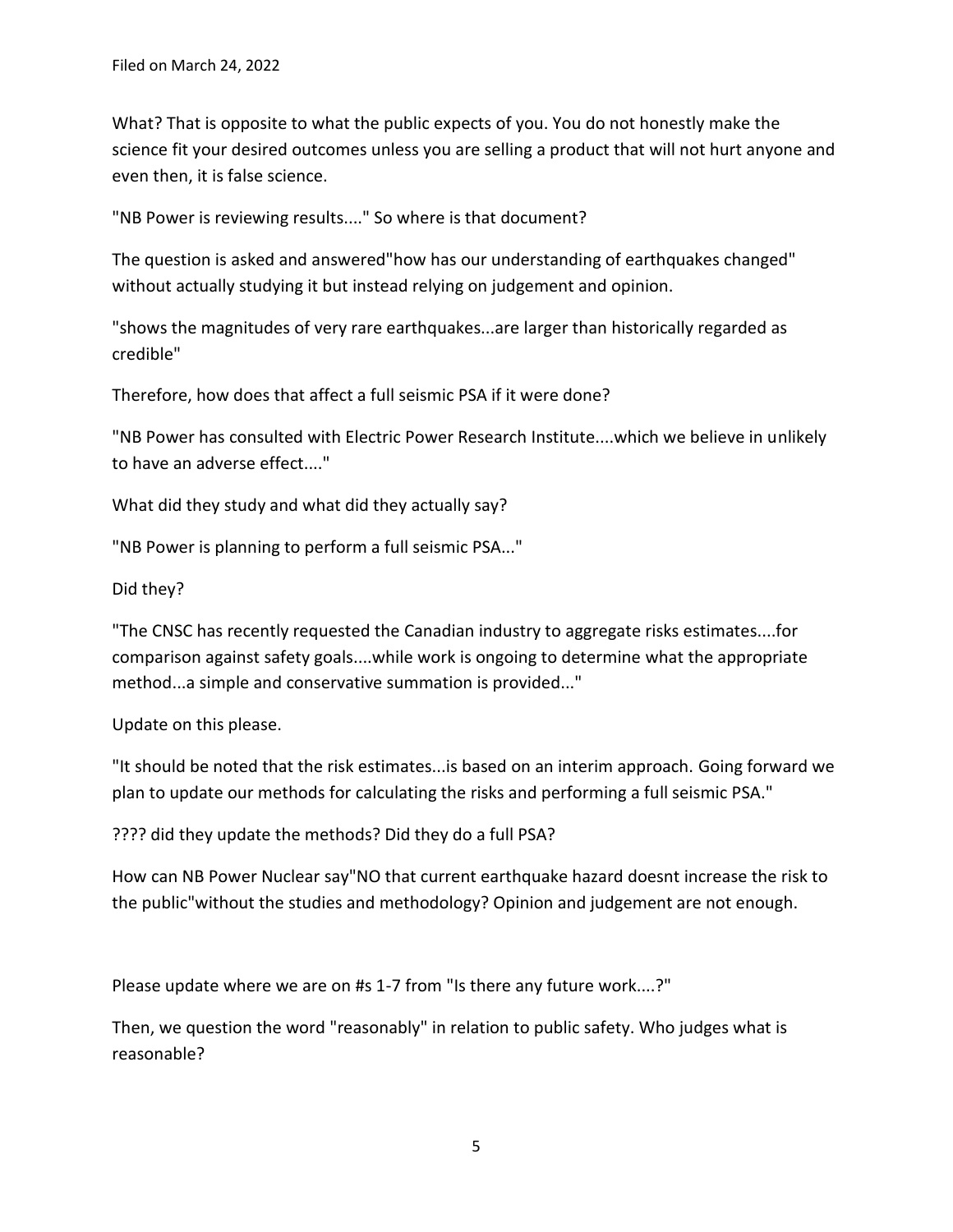What? That is opposite to what the public expects of you. You do not honestly make the science fit your desired outcomes unless you are selling a product that will not hurt anyone and even then, it is false science.

"NB Power is reviewing results...." So where is that document?

The question is asked and answered"how has our understanding of earthquakes changed" without actually studying it but instead relying on judgement and opinion.

"shows the magnitudes of very rare earthquakes...are larger than historically regarded as credible"

Therefore, how does that affect a full seismic PSA if it were done?

"NB Power has consulted with Electric Power Research Institute....which we believe in unlikely to have an adverse effect...."

What did they study and what did they actually say?

"NB Power is planning to perform a full seismic PSA..."

Did they?

"The CNSC has recently requested the Canadian industry to aggregate risks estimates....for comparison against safety goals....while work is ongoing to determine what the appropriate method...a simple and conservative summation is provided..."

Update on this please.

"It should be noted that the risk estimates...is based on an interim approach. Going forward we plan to update our methods for calculating the risks and performing a full seismic PSA."

???? did they update the methods? Did they do a full PSA?

How can NB Power Nuclear say"NO that current earthquake hazard doesnt increase the risk to the public"without the studies and methodology? Opinion and judgement are not enough.

Please update where we are on #s 1-7 from "Is there any future work....?"

Then, we question the word "reasonably" in relation to public safety. Who judges what is reasonable?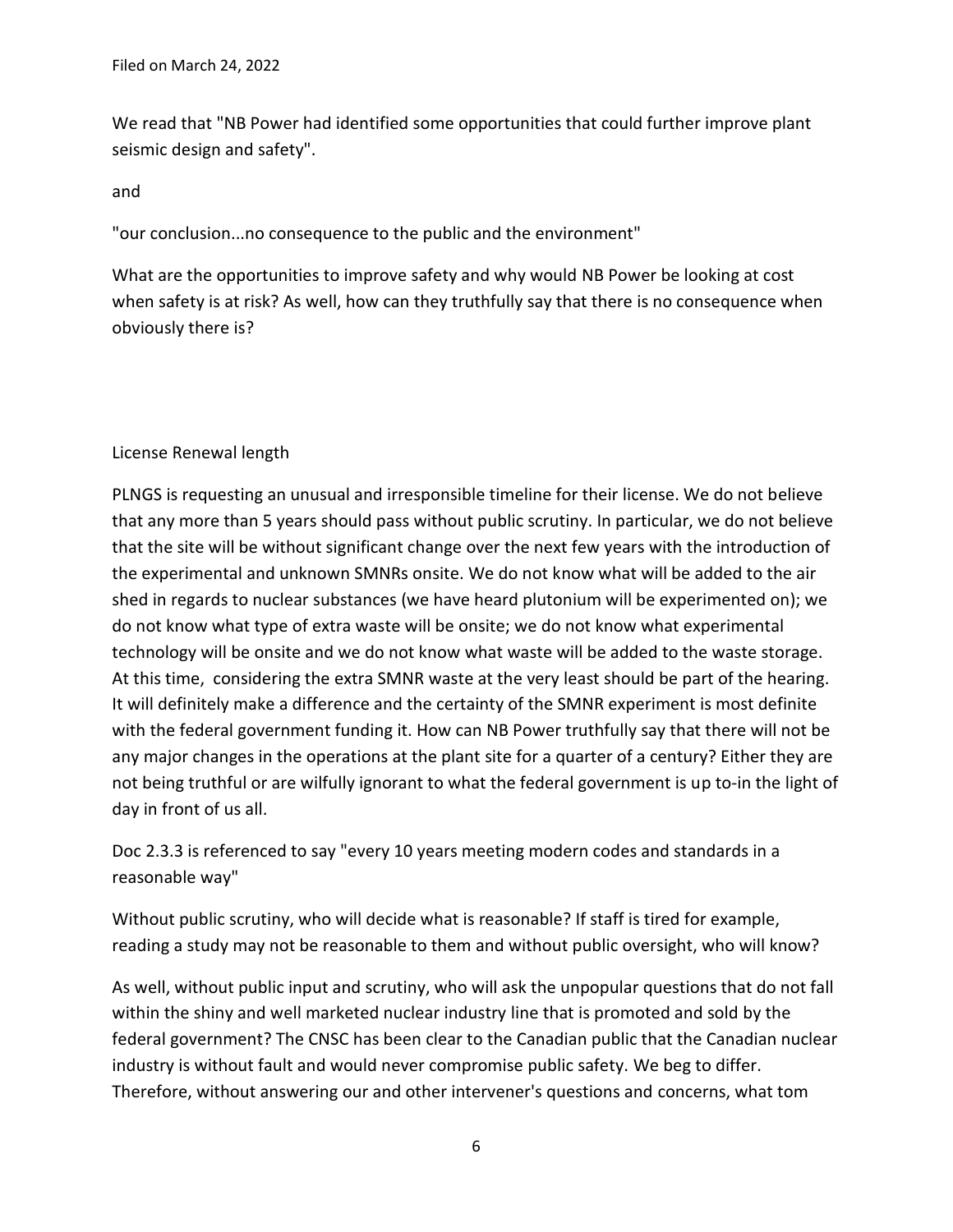Filed on March 24, 2022

We read that "NB Power had identified some opportunities that could further improve plant seismic design and safety".

and

"our conclusion...no consequence to the public and the environment"

What are the opportunities to improve safety and why would NB Power be looking at cost when safety is at risk? As well, how can they truthfully say that there is no consequence when obviously there is?

License Renewal length

PLNGS is requesting an unusual and irresponsible timeline for their license. We do not believe that any more than 5 years should pass without public scrutiny. In particular, we do not believe that the site will be without significant change over the next few years with the introduction of the experimental and unknown SMNRs onsite. We do not know what will be added to the air shed in regards to nuclear substances (we have heard plutonium will be experimented on); we do not know what type of extra waste will be onsite; we do not know what experimental technology will be onsite and we do not know what waste will be added to the waste storage. At this time, considering the extra SMNR waste at the very least should be part of the hearing. It will definitely make a difference and the certainty of the SMNR experiment is most definite with the federal government funding it. How can NB Power truthfully say that there will not be any major changes in the operations at the plant site for a quarter of a century? Either they are not being truthful or are wilfully ignorant to what the federal government is up to-in the light of day in front of us all.

Doc 2.3.3 is referenced to say "every 10 years meeting modern codes and standards in a reasonable way"

Without public scrutiny, who will decide what is reasonable? If staff is tired for example, reading a study may not be reasonable to them and without public oversight, who will know?

As well, without public input and scrutiny, who will ask the unpopular questions that do not fall within the shiny and well marketed nuclear industry line that is promoted and sold by the federal government? The CNSC has been clear to the Canadian public that the Canadian nuclear industry is without fault and would never compromise public safety. We beg to differ. Therefore, without answering our and other intervener's questions and concerns, what tom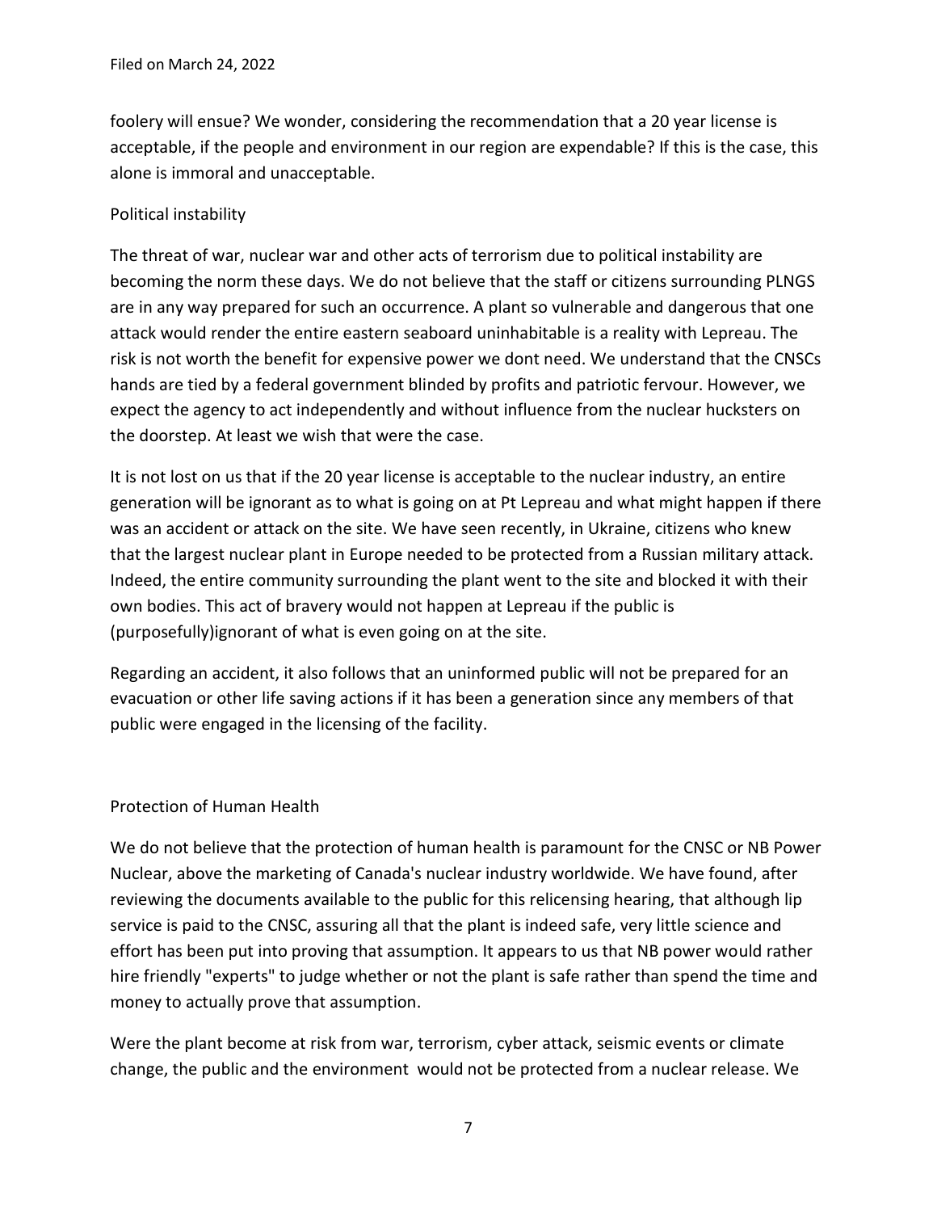foolery will ensue? We wonder, considering the recommendation that a 20 year license is acceptable, if the people and environment in our region are expendable? If this is the case, this alone is immoral and unacceptable.

## Political instability

The threat of war, nuclear war and other acts of terrorism due to political instability are becoming the norm these days. We do not believe that the staff or citizens surrounding PLNGS are in any way prepared for such an occurrence. A plant so vulnerable and dangerous that one attack would render the entire eastern seaboard uninhabitable is a reality with Lepreau. The risk is not worth the benefit for expensive power we dont need. We understand that the CNSCs hands are tied by a federal government blinded by profits and patriotic fervour. However, we expect the agency to act independently and without influence from the nuclear hucksters on the doorstep. At least we wish that were the case.

It is not lost on us that if the 20 year license is acceptable to the nuclear industry, an entire generation will be ignorant as to what is going on at Pt Lepreau and what might happen if there was an accident or attack on the site. We have seen recently, in Ukraine, citizens who knew that the largest nuclear plant in Europe needed to be protected from a Russian military attack. Indeed, the entire community surrounding the plant went to the site and blocked it with their own bodies. This act of bravery would not happen at Lepreau if the public is (purposefully)ignorant of what is even going on at the site.

Regarding an accident, it also follows that an uninformed public will not be prepared for an evacuation or other life saving actions if it has been a generation since any members of that public were engaged in the licensing of the facility.

## Protection of Human Health

We do not believe that the protection of human health is paramount for the CNSC or NB Power Nuclear, above the marketing of Canada's nuclear industry worldwide. We have found, after reviewing the documents available to the public for this relicensing hearing, that although lip service is paid to the CNSC, assuring all that the plant is indeed safe, very little science and effort has been put into proving that assumption. It appears to us that NB power would rather hire friendly "experts" to judge whether or not the plant is safe rather than spend the time and money to actually prove that assumption.

Were the plant become at risk from war, terrorism, cyber attack, seismic events or climate change, the public and the environment would not be protected from a nuclear release. We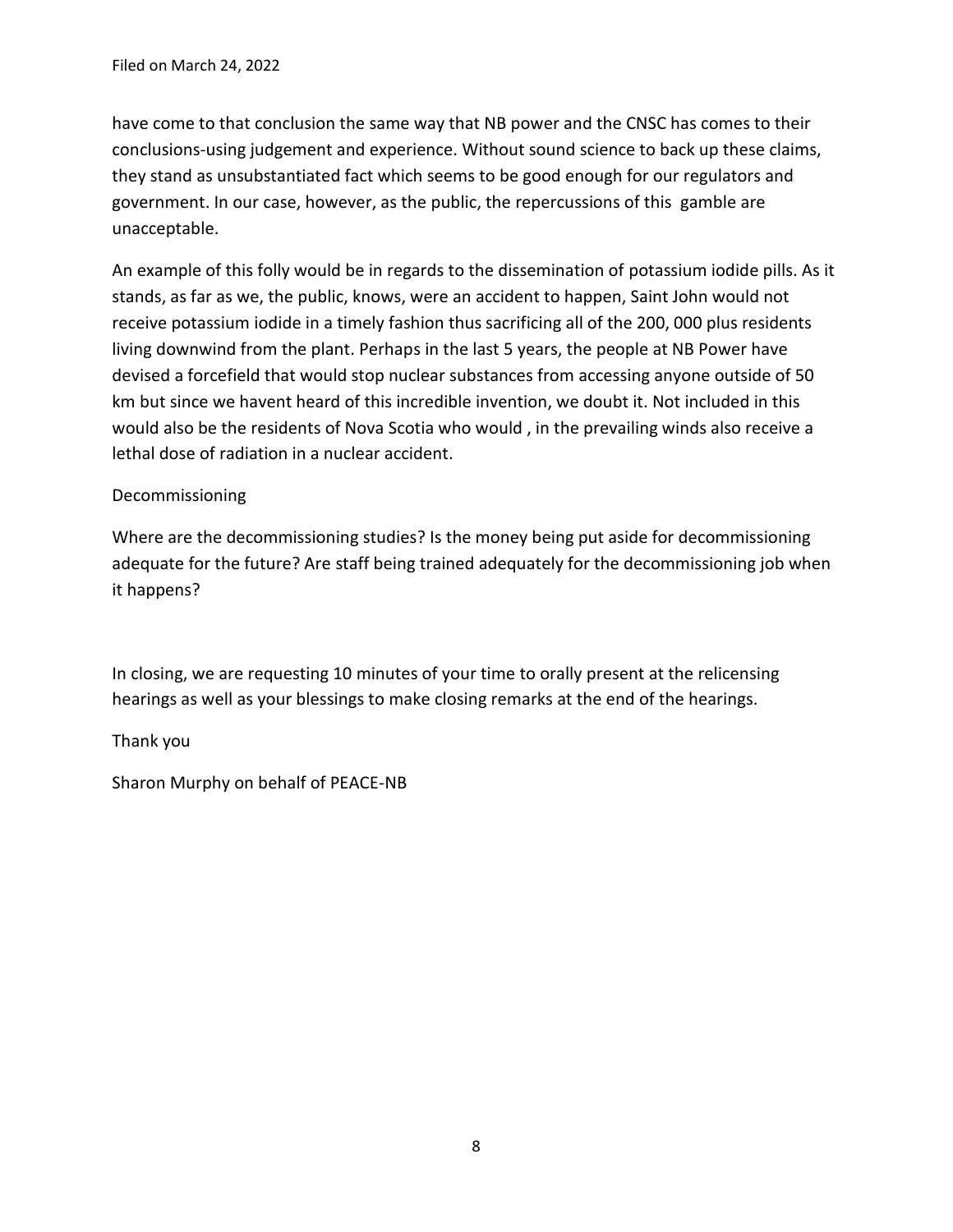have come to that conclusion the same way that NB power and the CNSC has comes to their conclusions-using judgement and experience. Without sound science to back up these claims, they stand as unsubstantiated fact which seems to be good enough for our regulators and government. In our case, however, as the public, the repercussions of this gamble are unacceptable.

An example of this folly would be in regards to the dissemination of potassium iodide pills. As it stands, as far as we, the public, knows, were an accident to happen, Saint John would not receive potassium iodide in a timely fashion thus sacrificing all of the 200, 000 plus residents living downwind from the plant. Perhaps in the last 5 years, the people at NB Power have devised a forcefield that would stop nuclear substances from accessing anyone outside of 50 km but since we havent heard of this incredible invention, we doubt it. Not included in this would also be the residents of Nova Scotia who would , in the prevailing winds also receive a lethal dose of radiation in a nuclear accident.

Decommissioning

Where are the decommissioning studies? Is the money being put aside for decommissioning adequate for the future? Are staff being trained adequately for the decommissioning job when it happens?

In closing, we are requesting 10 minutes of your time to orally present at the relicensing hearings as well as your blessings to make closing remarks at the end of the hearings.

Thank you

Sharon Murphy on behalf of PEACE-NB